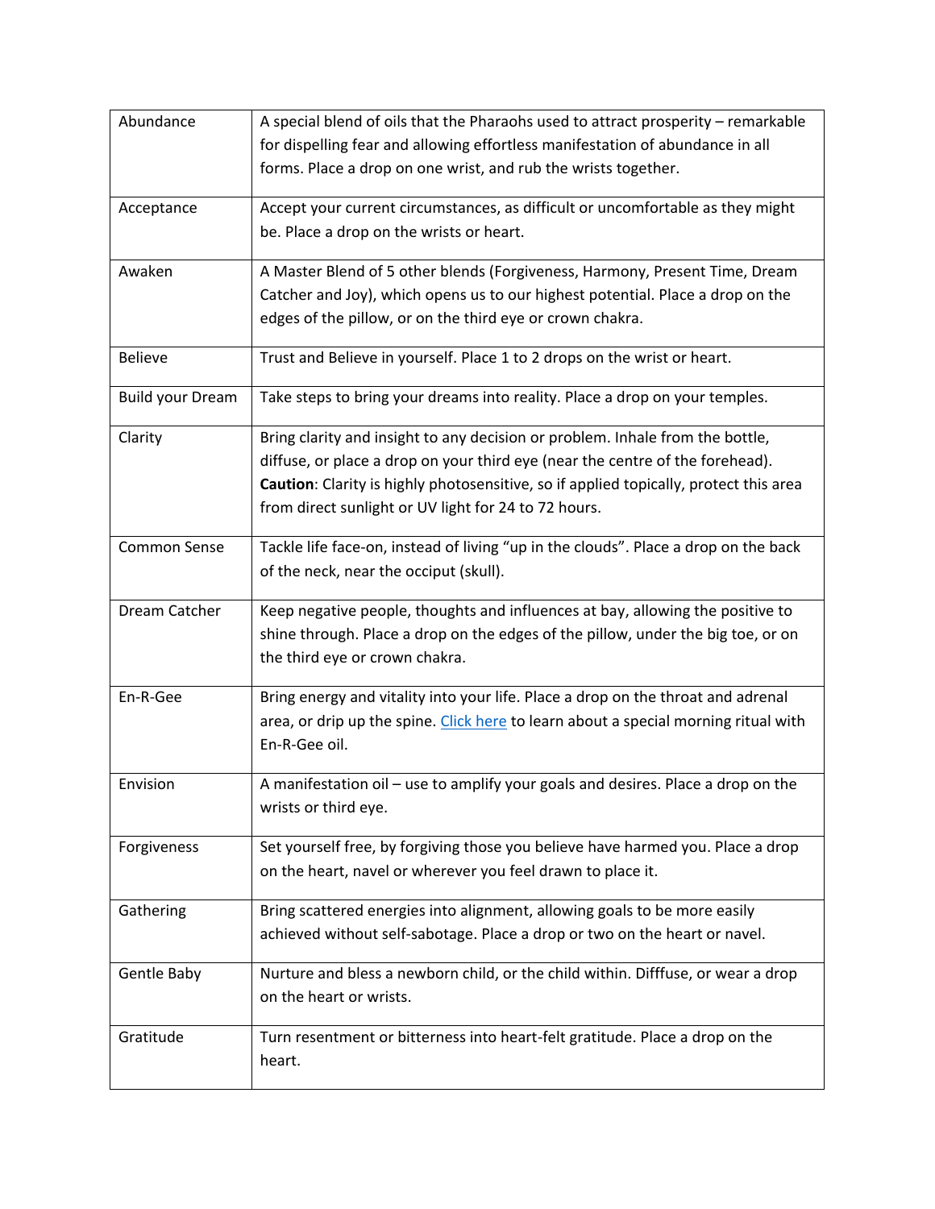| | |
|---|---|
| Abundance | A special blend of oils that the Pharaohs used to attract prosperity – remarkable for dispelling fear and allowing effortless manifestation of abundance in all forms. Place a drop on one wrist, and rub the wrists together. |
| Acceptance | Accept your current circumstances, as difficult or uncomfortable as they might be. Place a drop on the wrists or heart. |
| Awaken | A Master Blend of 5 other blends (Forgiveness, Harmony, Present Time, Dream Catcher and Joy), which opens us to our highest potential. Place a drop on the edges of the pillow, or on the third eye or crown chakra. |
| Believe | Trust and Believe in yourself. Place 1 to 2 drops on the wrist or heart. |
| Build your Dream | Take steps to bring your dreams into reality. Place a drop on your temples. |
| Clarity | Bring clarity and insight to any decision or problem. Inhale from the bottle, diffuse, or place a drop on your third eye (near the centre of the forehead). **Caution**: Clarity is highly photosensitive, so if applied topically, protect this area from direct sunlight or UV light for 24 to 72 hours. |
| Common Sense | Tackle life face-on, instead of living "up in the clouds". Place a drop on the back of the neck, near the occiput (skull). |
| Dream Catcher | Keep negative people, thoughts and influences at bay, allowing the positive to shine through. Place a drop on the edges of the pillow, under the big toe, or on the third eye or crown chakra. |
| En-R-Gee | Bring energy and vitality into your life. Place a drop on the throat and adrenal area, or drip up the spine. Click here to learn about a special morning ritual with En-R-Gee oil. |
| Envision | A manifestation oil – use to amplify your goals and desires. Place a drop on the wrists or third eye. |
| Forgiveness | Set yourself free, by forgiving those you believe have harmed you. Place a drop on the heart, navel or wherever you feel drawn to place it. |
| Gathering | Bring scattered energies into alignment, allowing goals to be more easily achieved without self-sabotage. Place a drop or two on the heart or navel. |
| Gentle Baby | Nurture and bless a newborn child, or the child within. Difffuse, or wear a drop on the heart or wrists. |
| Gratitude | Turn resentment or bitterness into heart-felt gratitude. Place a drop on the heart. |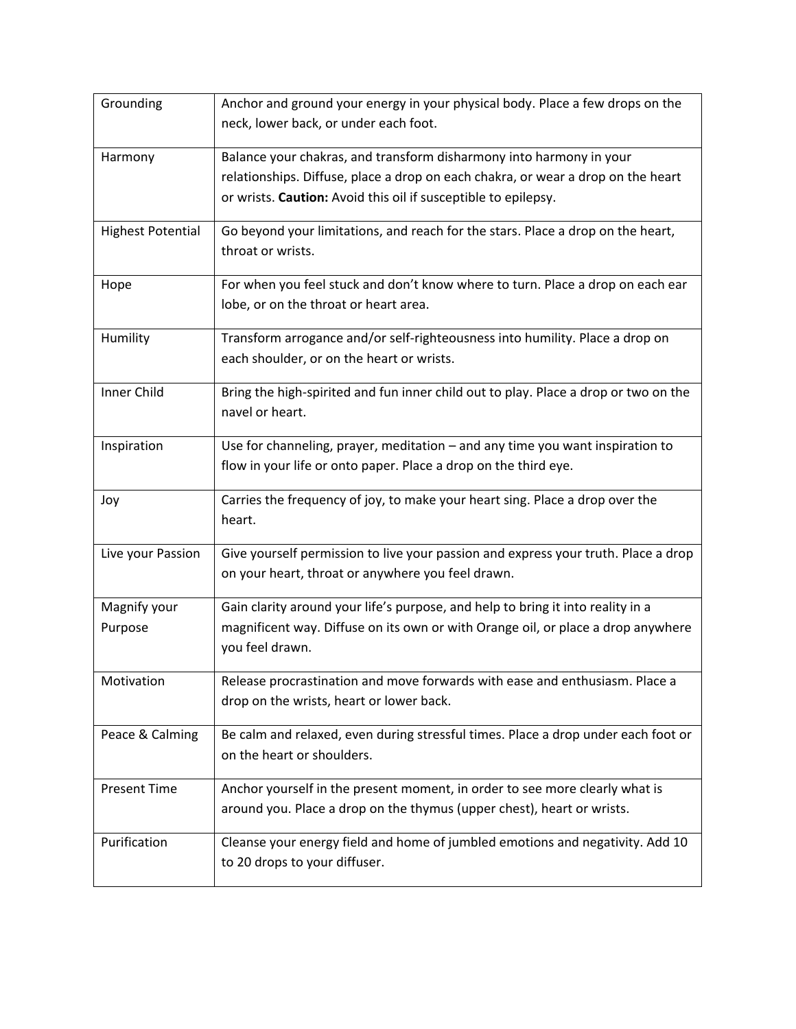| | |
|---|---|
| Grounding | Anchor and ground your energy in your physical body. Place a few drops on the neck, lower back, or under each foot. |
| Harmony | Balance your chakras, and transform disharmony into harmony in your relationships. Diffuse, place a drop on each chakra, or wear a drop on the heart or wrists. **Caution:** Avoid this oil if susceptible to epilepsy. |
| Highest Potential | Go beyond your limitations, and reach for the stars. Place a drop on the heart, throat or wrists. |
| Hope | For when you feel stuck and don't know where to turn. Place a drop on each ear lobe, or on the throat or heart area. |
| Humility | Transform arrogance and/or self-righteousness into humility. Place a drop on each shoulder, or on the heart or wrists. |
| Inner Child | Bring the high-spirited and fun inner child out to play. Place a drop or two on the navel or heart. |
| Inspiration | Use for channeling, prayer, meditation – and any time you want inspiration to flow in your life or onto paper. Place a drop on the third eye. |
| Joy | Carries the frequency of joy, to make your heart sing. Place a drop over the heart. |
| Live your Passion | Give yourself permission to live your passion and express your truth. Place a drop on your heart, throat or anywhere you feel drawn. |
| Magnify your Purpose | Gain clarity around your life's purpose, and help to bring it into reality in a magnificent way. Diffuse on its own or with Orange oil, or place a drop anywhere you feel drawn. |
| Motivation | Release procrastination and move forwards with ease and enthusiasm. Place a drop on the wrists, heart or lower back. |
| Peace & Calming | Be calm and relaxed, even during stressful times. Place a drop under each foot or on the heart or shoulders. |
| Present Time | Anchor yourself in the present moment, in order to see more clearly what is around you. Place a drop on the thymus (upper chest), heart or wrists. |
| Purification | Cleanse your energy field and home of jumbled emotions and negativity. Add 10 to 20 drops to your diffuser. |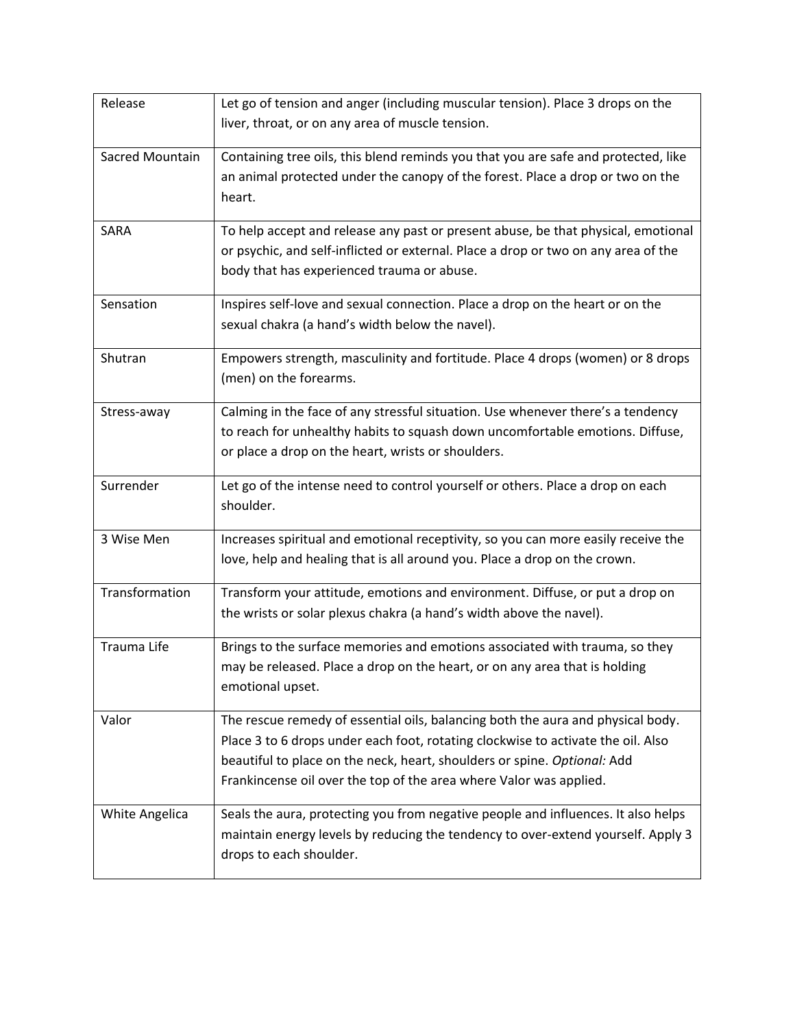| | |
|---|---|
| Release | Let go of tension and anger (including muscular tension). Place 3 drops on the liver, throat, or on any area of muscle tension. |
| Sacred Mountain | Containing tree oils, this blend reminds you that you are safe and protected, like an animal protected under the canopy of the forest. Place a drop or two on the heart. |
| SARA | To help accept and release any past or present abuse, be that physical, emotional or psychic, and self-inflicted or external. Place a drop or two on any area of the body that has experienced trauma or abuse. |
| Sensation | Inspires self-love and sexual connection. Place a drop on the heart or on the sexual chakra (a hand's width below the navel). |
| Shutran | Empowers strength, masculinity and fortitude. Place 4 drops (women) or 8 drops (men) on the forearms. |
| Stress-away | Calming in the face of any stressful situation. Use whenever there's a tendency to reach for unhealthy habits to squash down uncomfortable emotions. Diffuse, or place a drop on the heart, wrists or shoulders. |
| Surrender | Let go of the intense need to control yourself or others. Place a drop on each shoulder. |
| 3 Wise Men | Increases spiritual and emotional receptivity, so you can more easily receive the love, help and healing that is all around you. Place a drop on the crown. |
| Transformation | Transform your attitude, emotions and environment. Diffuse, or put a drop on the wrists or solar plexus chakra (a hand's width above the navel). |
| Trauma Life | Brings to the surface memories and emotions associated with trauma, so they may be released. Place a drop on the heart, or on any area that is holding emotional upset. |
| Valor | The rescue remedy of essential oils, balancing both the aura and physical body. Place 3 to 6 drops under each foot, rotating clockwise to activate the oil. Also beautiful to place on the neck, heart, shoulders or spine. *Optional:* Add Frankincense oil over the top of the area where Valor was applied. |
| White Angelica | Seals the aura, protecting you from negative people and influences. It also helps maintain energy levels by reducing the tendency to over-extend yourself. Apply 3 drops to each shoulder. |